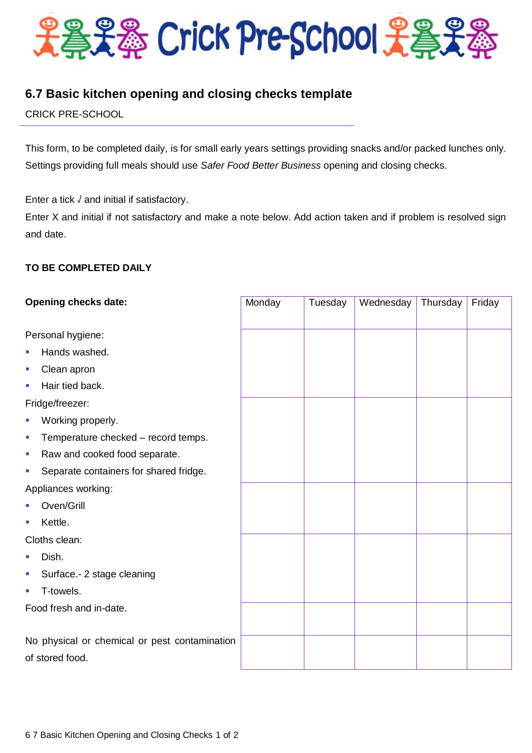# Crick Pre-School

## 6.7 Basic kitchen opening and closing checks template

CRICK PRE-SCHOOL

This form, to be completed daily, is for small early years settings providing snacks and/or packed lunches only. Settings providing full meals should use *Safer Food Better Business* opening and closing checks.

Enter a tick √ and initial if satisfactory.

Enter X and initial if not satisfactory and make a note below. Add action taken and if problem is resolved sign and date.

**TO BE COMPLETED DAILY**

| **Opening checks date:** | Monday | Tuesday | Wednesday | Thursday | Friday |
|---|---|---|---|---|---|
| Personal hygiene:<br>▪ Hands washed.<br>▪ Clean apron<br>▪ Hair tied back. | | | | | |
| Fridge/freezer:<br>▪ Working properly.<br>▪ Temperature checked – record temps.<br>▪ Raw and cooked food separate.<br>▪ Separate containers for shared fridge. | | | | | |
| Appliances working:<br>▪ Oven/Grill<br>▪ Kettle. | | | | | |
| Cloths clean:<br>▪ Dish.<br>▪ Surface.- 2 stage cleaning<br>▪ T-towels. | | | | | |
| Food fresh and in-date. | | | | | |
| No physical or chemical or pest contamination of stored food. | | | | | |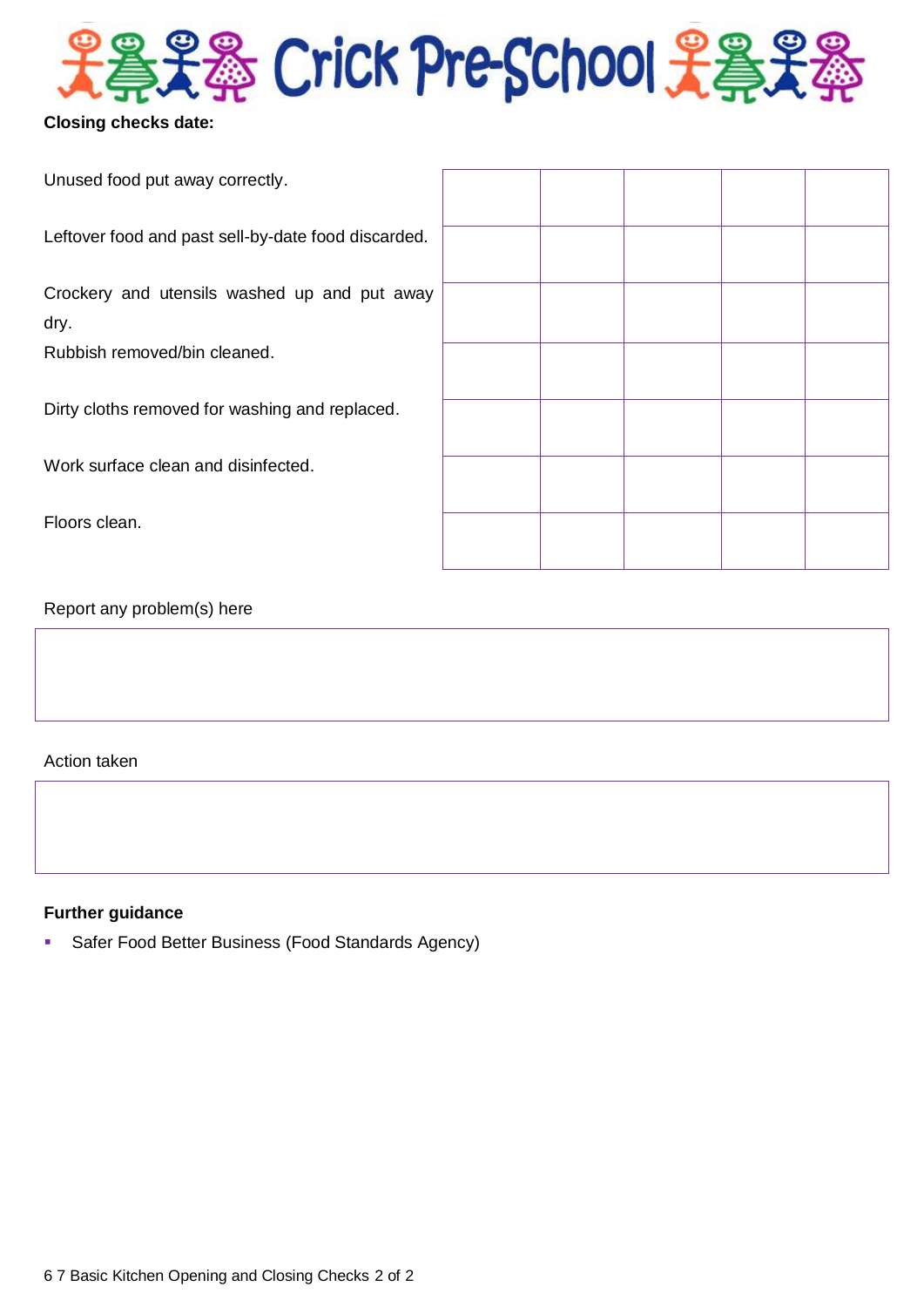Crick Pre-School

**Closing checks date:**

| | | | | | |
|---|---|---|---|---|---|
| Unused food put away correctly. | | | | | |
| Leftover food and past sell-by-date food discarded. | | | | | |
| Crockery and utensils washed up and put away dry. | | | | | |
| Rubbish removed/bin cleaned. | | | | | |
| Dirty cloths removed for washing and replaced. | | | | | |
| Work surface clean and disinfected. | | | | | |
| Floors clean. | | | | | |

Report any problem(s) here

| |
|---|
| |

Action taken

| |
|---|
| |

**Further guidance**

- Safer Food Better Business (Food Standards Agency)

6 7 Basic Kitchen Opening and Closing Checks